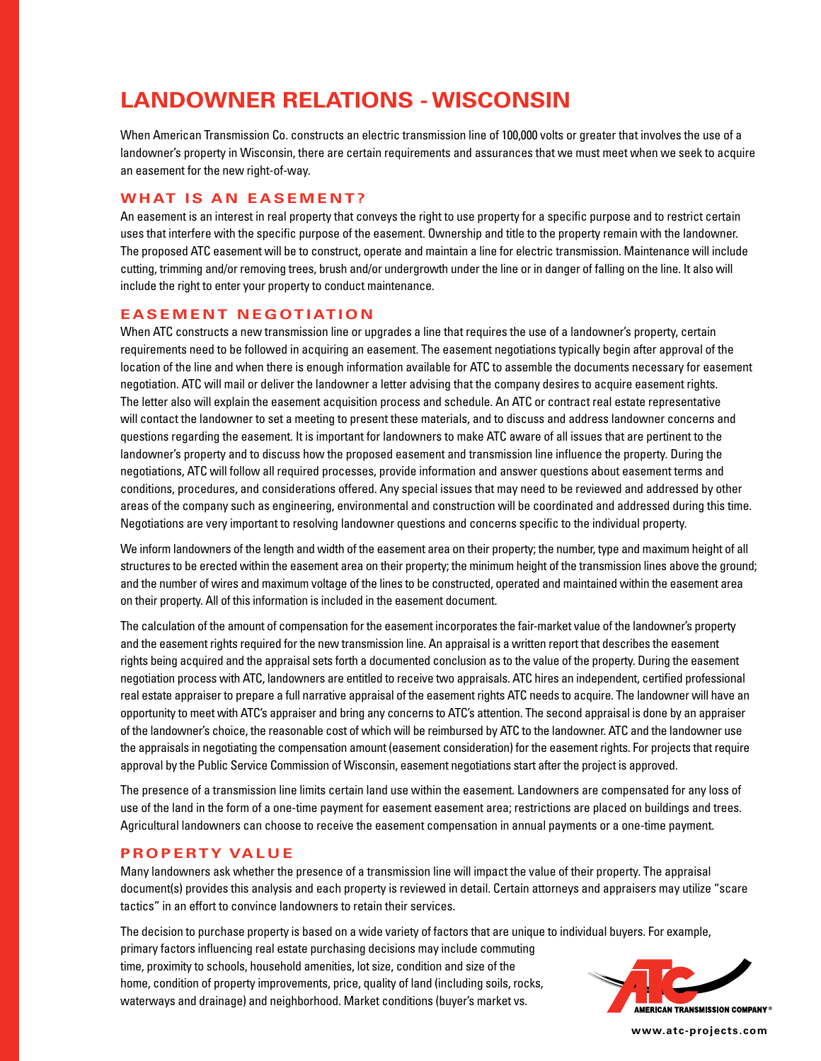# LANDOWNER RELATIONS - WISCONSIN

When American Transmission Co. constructs an electric transmission line of 100,000 volts or greater that involves the use of a landowner's property in Wisconsin, there are certain requirements and assurances that we must meet when we seek to acquire an easement for the new right-of-way.

## WHAT IS AN EASEMENT?

An easement is an interest in real property that conveys the right to use property for a specific purpose and to restrict certain uses that interfere with the specific purpose of the easement. Ownership and title to the property remain with the landowner. The proposed ATC easement will be to construct, operate and maintain a line for electric transmission. Maintenance will include cutting, trimming and/or removing trees, brush and/or undergrowth under the line or in danger of falling on the line. It also will include the right to enter your property to conduct maintenance.

## EASEMENT NEGOTIATION

When ATC constructs a new transmission line or upgrades a line that requires the use of a landowner's property, certain requirements need to be followed in acquiring an easement. The easement negotiations typically begin after approval of the location of the line and when there is enough information available for ATC to assemble the documents necessary for easement negotiation. ATC will mail or deliver the landowner a letter advising that the company desires to acquire easement rights. The letter also will explain the easement acquisition process and schedule. An ATC or contract real estate representative will contact the landowner to set a meeting to present these materials, and to discuss and address landowner concerns and questions regarding the easement. It is important for landowners to make ATC aware of all issues that are pertinent to the landowner's property and to discuss how the proposed easement and transmission line influence the property. During the negotiations, ATC will follow all required processes, provide information and answer questions about easement terms and conditions, procedures, and considerations offered. Any special issues that may need to be reviewed and addressed by other areas of the company such as engineering, environmental and construction will be coordinated and addressed during this time. Negotiations are very important to resolving landowner questions and concerns specific to the individual property.

We inform landowners of the length and width of the easement area on their property; the number, type and maximum height of all structures to be erected within the easement area on their property; the minimum height of the transmission lines above the ground; and the number of wires and maximum voltage of the lines to be constructed, operated and maintained within the easement area on their property. All of this information is included in the easement document.

The calculation of the amount of compensation for the easement incorporates the fair-market value of the landowner's property and the easement rights required for the new transmission line. An appraisal is a written report that describes the easement rights being acquired and the appraisal sets forth a documented conclusion as to the value of the property. During the easement negotiation process with ATC, landowners are entitled to receive two appraisals. ATC hires an independent, certified professional real estate appraiser to prepare a full narrative appraisal of the easement rights ATC needs to acquire. The landowner will have an opportunity to meet with ATC's appraiser and bring any concerns to ATC's attention. The second appraisal is done by an appraiser of the landowner's choice, the reasonable cost of which will be reimbursed by ATC to the landowner. ATC and the landowner use the appraisals in negotiating the compensation amount (easement consideration) for the easement rights. For projects that require approval by the Public Service Commission of Wisconsin, easement negotiations start after the project is approved.

The presence of a transmission line limits certain land use within the easement. Landowners are compensated for any loss of use of the land in the form of a one-time payment for easement easement area; restrictions are placed on buildings and trees. Agricultural landowners can choose to receive the easement compensation in annual payments or a one-time payment.

## PROPERTY VALUE

Many landowners ask whether the presence of a transmission line will impact the value of their property. The appraisal document(s) provides this analysis and each property is reviewed in detail. Certain attorneys and appraisers may utilize "scare tactics" in an effort to convince landowners to retain their services.

The decision to purchase property is based on a wide variety of factors that are unique to individual buyers. For example, primary factors influencing real estate purchasing decisions may include commuting time, proximity to schools, household amenities, lot size, condition and size of the home, condition of property improvements, price, quality of land (including soils, rocks, waterways and drainage) and neighborhood. Market conditions (buyer's market vs.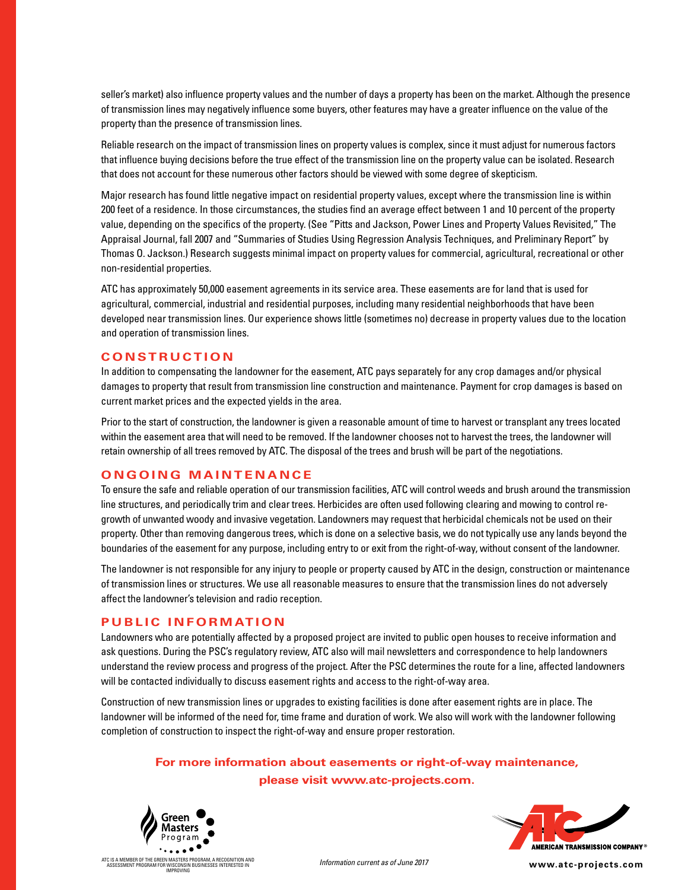seller's market) also influence property values and the number of days a property has been on the market. Although the presence of transmission lines may negatively influence some buyers, other features may have a greater influence on the value of the property than the presence of transmission lines.

Reliable research on the impact of transmission lines on property values is complex, since it must adjust for numerous factors that influence buying decisions before the true effect of the transmission line on the property value can be isolated. Research that does not account for these numerous other factors should be viewed with some degree of skepticism.

Major research has found little negative impact on residential property values, except where the transmission line is within 200 feet of a residence. In those circumstances, the studies find an average effect between 1 and 10 percent of the property value, depending on the specifics of the property. (See "Pitts and Jackson, Power Lines and Property Values Revisited," The Appraisal Journal, fall 2007 and "Summaries of Studies Using Regression Analysis Techniques, and Preliminary Report" by Thomas O. Jackson.) Research suggests minimal impact on property values for commercial, agricultural, recreational or other non-residential properties.

ATC has approximately 50,000 easement agreements in its service area. These easements are for land that is used for agricultural, commercial, industrial and residential purposes, including many residential neighborhoods that have been developed near transmission lines. Our experience shows little (sometimes no) decrease in property values due to the location and operation of transmission lines.

## CONSTRUCTION

In addition to compensating the landowner for the easement, ATC pays separately for any crop damages and/or physical damages to property that result from transmission line construction and maintenance. Payment for crop damages is based on current market prices and the expected yields in the area.

Prior to the start of construction, the landowner is given a reasonable amount of time to harvest or transplant any trees located within the easement area that will need to be removed. If the landowner chooses not to harvest the trees, the landowner will retain ownership of all trees removed by ATC. The disposal of the trees and brush will be part of the negotiations.

## ONGOING MAINTENANCE

To ensure the safe and reliable operation of our transmission facilities, ATC will control weeds and brush around the transmission line structures, and periodically trim and clear trees. Herbicides are often used following clearing and mowing to control re-growth of unwanted woody and invasive vegetation. Landowners may request that herbicidal chemicals not be used on their property. Other than removing dangerous trees, which is done on a selective basis, we do not typically use any lands beyond the boundaries of the easement for any purpose, including entry to or exit from the right-of-way, without consent of the landowner.

The landowner is not responsible for any injury to people or property caused by ATC in the design, construction or maintenance of transmission lines or structures. We use all reasonable measures to ensure that the transmission lines do not adversely affect the landowner's television and radio reception.

## PUBLIC INFORMATION

Landowners who are potentially affected by a proposed project are invited to public open houses to receive information and ask questions. During the PSC's regulatory review, ATC also will mail newsletters and correspondence to help landowners understand the review process and progress of the project. After the PSC determines the route for a line, affected landowners will be contacted individually to discuss easement rights and access to the right-of-way area.

Construction of new transmission lines or upgrades to existing facilities is done after easement rights are in place. The landowner will be informed of the need for, time frame and duration of work. We also will work with the landowner following completion of construction to inspect the right-of-way and ensure proper restoration.

**For more information about easements or right-of-way maintenance, please visit www.atc-projects.com.**

Green Masters Program

ATC IS A MEMBER OF THE GREEN MASTERS PROGRAM, A RECOGNITION AND ASSESSMENT PROGRAM FOR WISCONSIN BUSINESSES INTERESTED IN IMPROVING

*Information current as of June 2017*

ATC AMERICAN TRANSMISSION COMPANY®

www.atc-projects.com